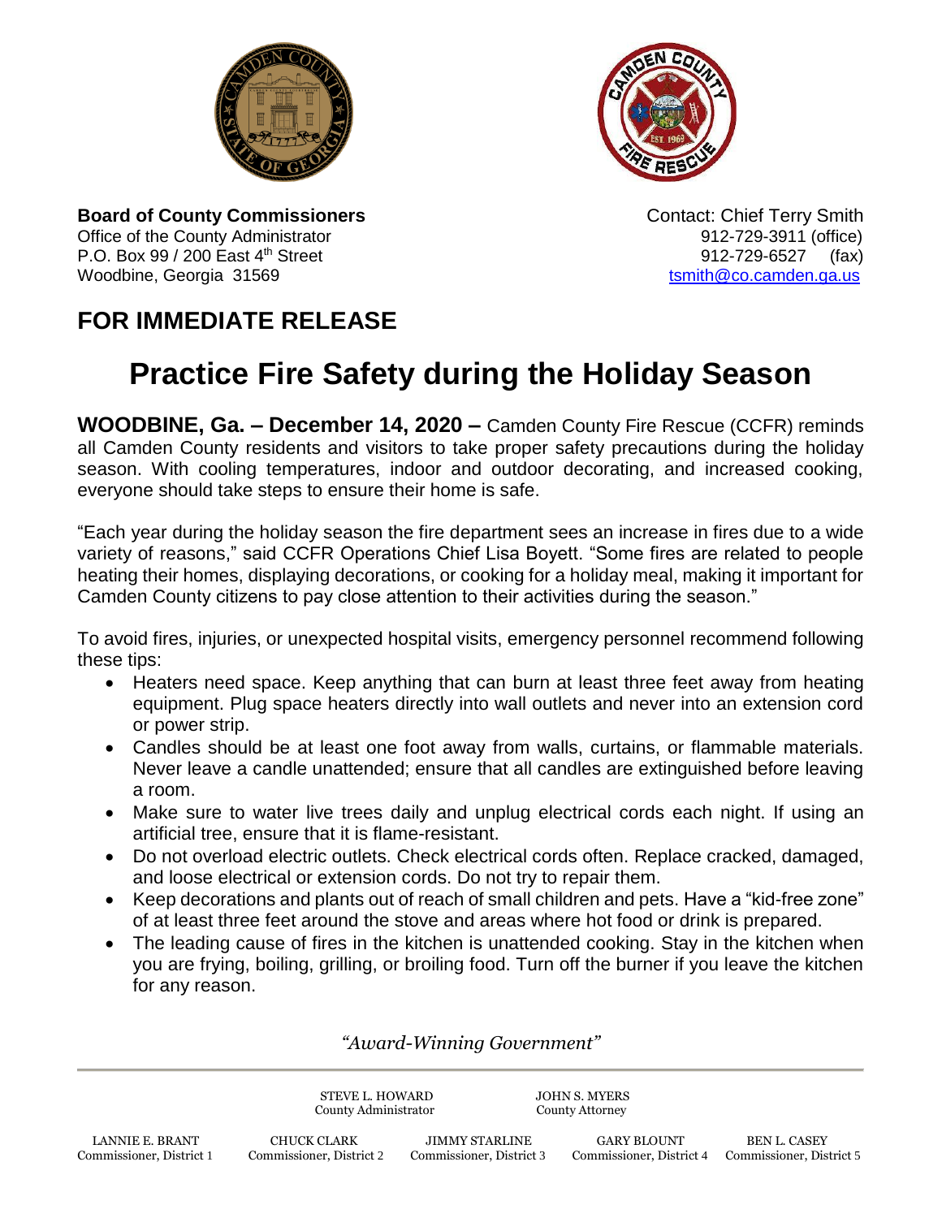**Board of County Commissioners**
Office of the County Administrator
P.O. Box 99 / 200 East 4th Street
Woodbine, Georgia 31569

Contact: Chief Terry Smith
912-729-3911 (office)
912-729-6527 (fax)
tsmith@co.camden.ga.us

## FOR IMMEDIATE RELEASE

# Practice Fire Safety during the Holiday Season

**WOODBINE, Ga. – December 14, 2020 –** Camden County Fire Rescue (CCFR) reminds all Camden County residents and visitors to take proper safety precautions during the holiday season. With cooling temperatures, indoor and outdoor decorating, and increased cooking, everyone should take steps to ensure their home is safe.

"Each year during the holiday season the fire department sees an increase in fires due to a wide variety of reasons," said CCFR Operations Chief Lisa Boyett. "Some fires are related to people heating their homes, displaying decorations, or cooking for a holiday meal, making it important for Camden County citizens to pay close attention to their activities during the season."

To avoid fires, injuries, or unexpected hospital visits, emergency personnel recommend following these tips:

- Heaters need space. Keep anything that can burn at least three feet away from heating equipment. Plug space heaters directly into wall outlets and never into an extension cord or power strip.
- Candles should be at least one foot away from walls, curtains, or flammable materials. Never leave a candle unattended; ensure that all candles are extinguished before leaving a room.
- Make sure to water live trees daily and unplug electrical cords each night. If using an artificial tree, ensure that it is flame-resistant.
- Do not overload electric outlets. Check electrical cords often. Replace cracked, damaged, and loose electrical or extension cords. Do not try to repair them.
- Keep decorations and plants out of reach of small children and pets. Have a "kid-free zone" of at least three feet around the stove and areas where hot food or drink is prepared.
- The leading cause of fires in the kitchen is unattended cooking. Stay in the kitchen when you are frying, boiling, grilling, or broiling food. Turn off the burner if you leave the kitchen for any reason.

*"Award-Winning Government"*

STEVE L. HOWARD, County Administrator
JOHN S. MYERS, County Attorney

LANNIE E. BRANT, Commissioner, District 1
CHUCK CLARK, Commissioner, District 2
JIMMY STARLINE, Commissioner, District 3
GARY BLOUNT, Commissioner, District 4
BEN L. CASEY, Commissioner, District 5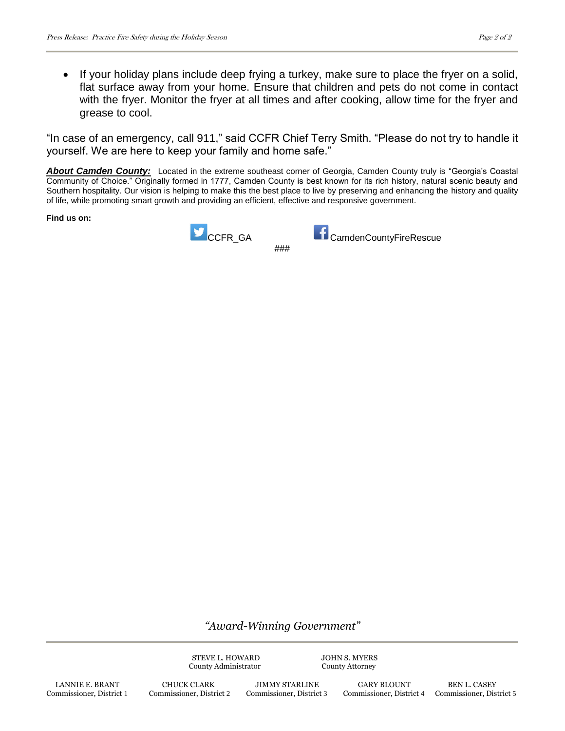- If your holiday plans include deep frying a turkey, make sure to place the fryer on a solid, flat surface away from your home. Ensure that children and pets do not come in contact with the fryer. Monitor the fryer at all times and after cooking, allow time for the fryer and grease to cool.

"In case of an emergency, call 911," said CCFR Chief Terry Smith. "Please do not try to handle it yourself. We are here to keep your family and home safe."

***About Camden County:*** Located in the extreme southeast corner of Georgia, Camden County truly is "Georgia's Coastal Community of Choice." Originally formed in 1777, Camden County is best known for its rich history, natural scenic beauty and Southern hospitality. Our vision is helping to make this the best place to live by preserving and enhancing the history and quality of life, while promoting smart growth and providing an efficient, effective and responsive government.

**Find us on:**

CCFR_GA CamdenCountyFireRescue

###

*"Award-Winning Government"*

STEVE L. HOWARD
County Administrator

JOHN S. MYERS
County Attorney

LANNIE E. BRANT
Commissioner, District 1

CHUCK CLARK
Commissioner, District 2

JIMMY STARLINE
Commissioner, District 3

GARY BLOUNT
Commissioner, District 4

BEN L. CASEY
Commissioner, District 5